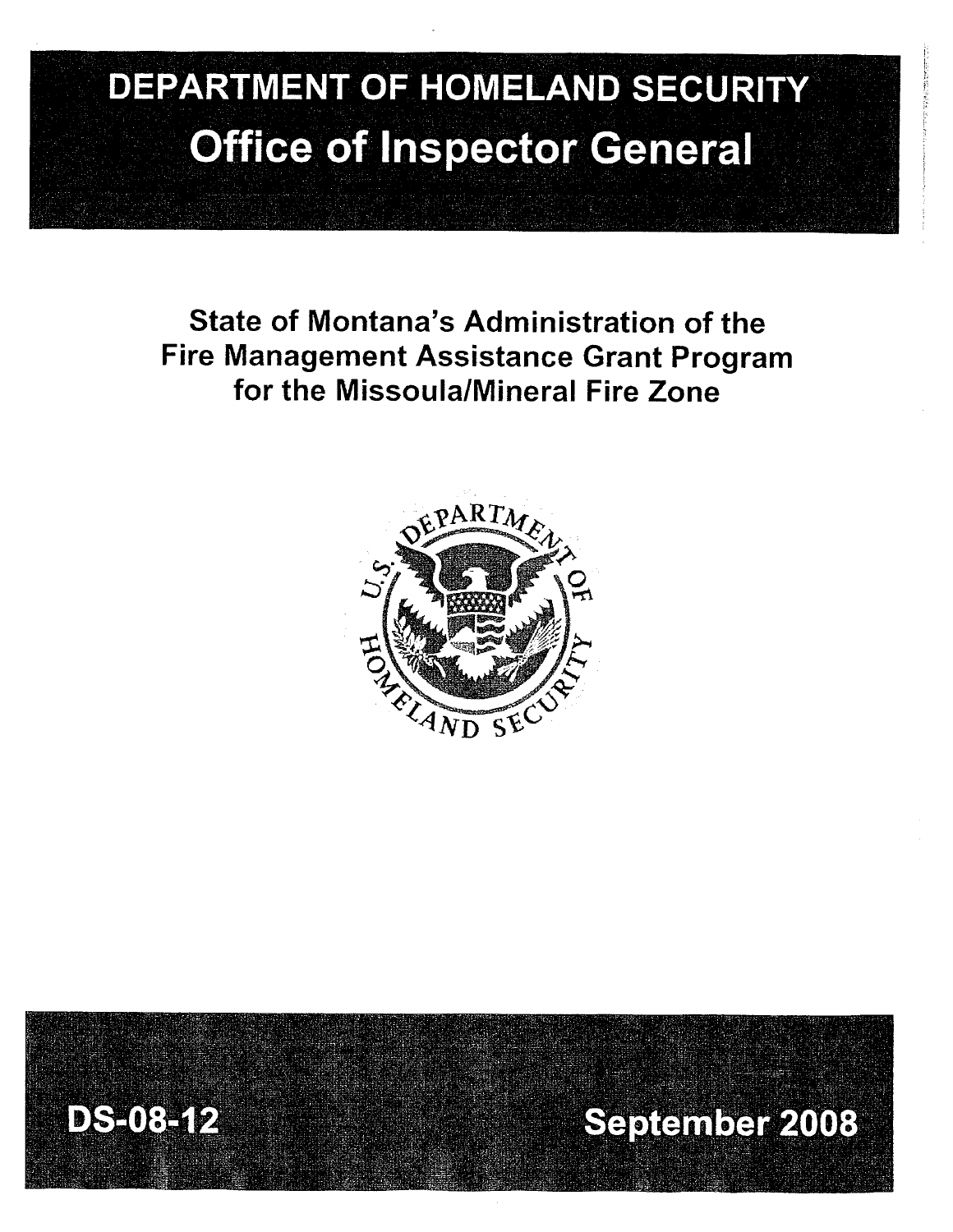# DEPARTMENT OF HOMELAND SECURITY

## Office of Inspector General

### State of Montana's Administration of the Fire Management Assistance Grant Program for the Missoula/Mineral Fire Zone

DS-08-12

September 2008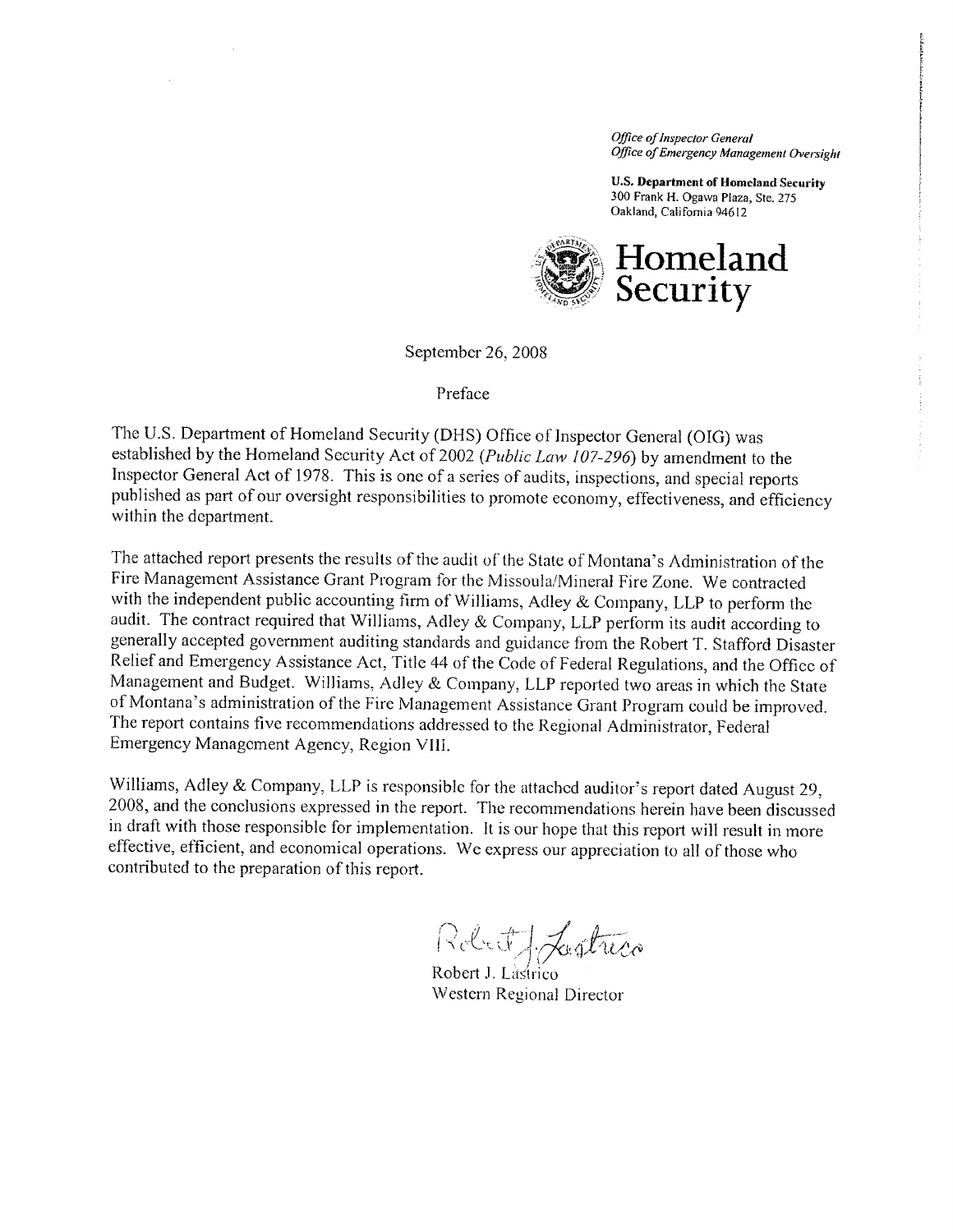*Office of Inspector General*
*Office of Emergency Management Oversight*

**U.S. Department of Homeland Security**
300 Frank H. Ogawa Plaza, Ste. 275
Oakland, California 94612

**Homeland Security**

September 26, 2008

Preface

The U.S. Department of Homeland Security (DHS) Office of Inspector General (OIG) was established by the Homeland Security Act of 2002 (*Public Law 107-296*) by amendment to the Inspector General Act of 1978. This is one of a series of audits, inspections, and special reports published as part of our oversight responsibilities to promote economy, effectiveness, and efficiency within the department.

The attached report presents the results of the audit of the State of Montana's Administration of the Fire Management Assistance Grant Program for the Missoula/Mineral Fire Zone. We contracted with the independent public accounting firm of Williams, Adley & Company, LLP to perform the audit. The contract required that Williams, Adley & Company, LLP perform its audit according to generally accepted government auditing standards and guidance from the Robert T. Stafford Disaster Relief and Emergency Assistance Act, Title 44 of the Code of Federal Regulations, and the Office of Management and Budget. Williams, Adley & Company, LLP reported two areas in which the State of Montana's administration of the Fire Management Assistance Grant Program could be improved. The report contains five recommendations addressed to the Regional Administrator, Federal Emergency Management Agency, Region VIII.

Williams, Adley & Company, LLP is responsible for the attached auditor's report dated August 29, 2008, and the conclusions expressed in the report. The recommendations herein have been discussed in draft with those responsible for implementation. It is our hope that this report will result in more effective, efficient, and economical operations. We express our appreciation to all of those who contributed to the preparation of this report.

Robert J. Lastrico
Western Regional Director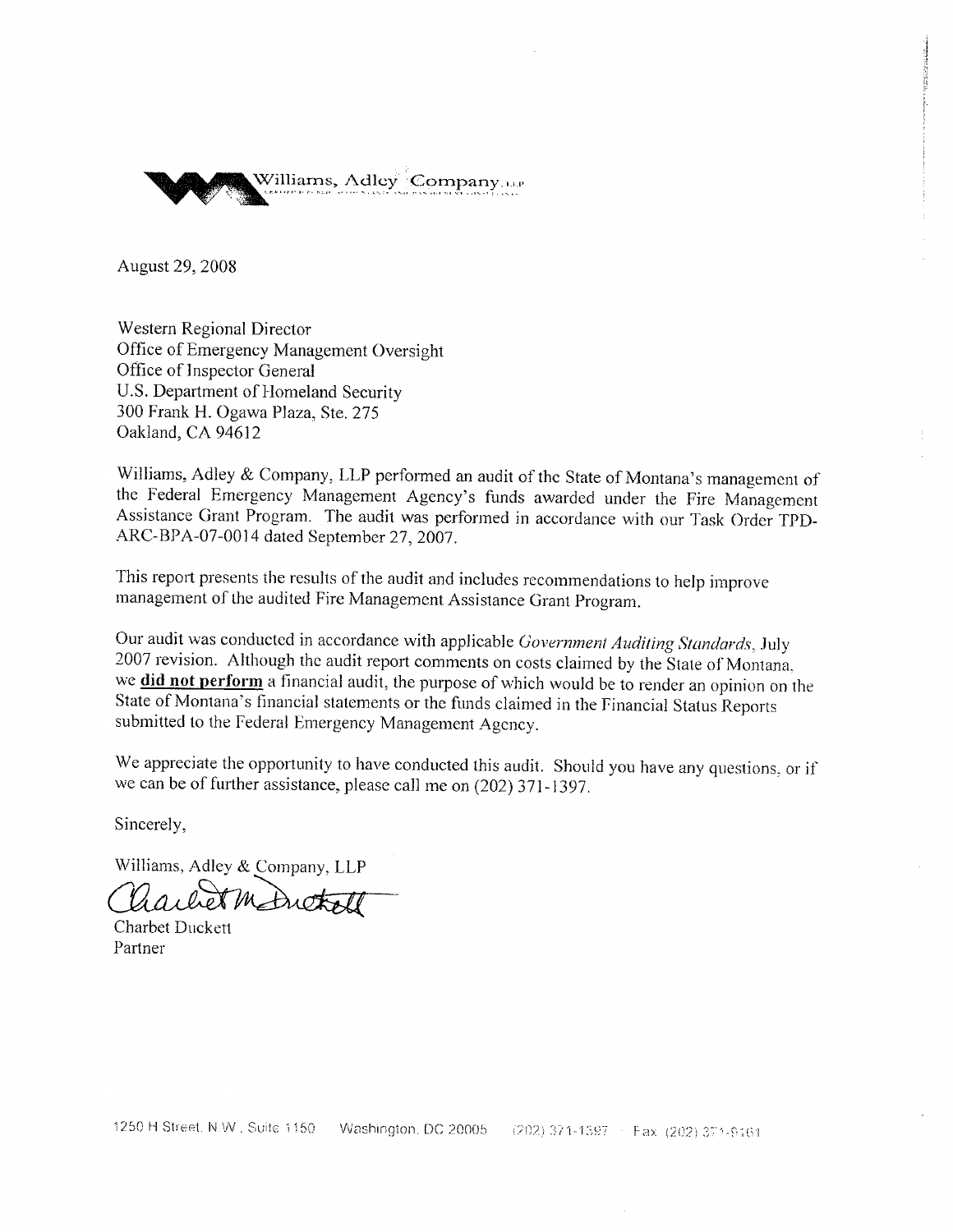Williams, Adley Company, LLP

August 29, 2008

Western Regional Director
Office of Emergency Management Oversight
Office of Inspector General
U.S. Department of Homeland Security
300 Frank H. Ogawa Plaza, Ste. 275
Oakland, CA 94612

Williams, Adley & Company, LLP performed an audit of the State of Montana's management of the Federal Emergency Management Agency's funds awarded under the Fire Management Assistance Grant Program. The audit was performed in accordance with our Task Order TPD-ARC-BPA-07-0014 dated September 27, 2007.

This report presents the results of the audit and includes recommendations to help improve management of the audited Fire Management Assistance Grant Program.

Our audit was conducted in accordance with applicable *Government Auditing Standards*, July 2007 revision. Although the audit report comments on costs claimed by the State of Montana, we **did not perform** a financial audit, the purpose of which would be to render an opinion on the State of Montana's financial statements or the funds claimed in the Financial Status Reports submitted to the Federal Emergency Management Agency.

We appreciate the opportunity to have conducted this audit. Should you have any questions, or if we can be of further assistance, please call me on (202) 371-1397.

Sincerely,

Williams, Adley & Company, LLP

Charbet Duckett
Partner

1250 H Street, N.W., Suite 1150 Washington, DC 20005 (202) 371-1397 Fax (202) 371-9161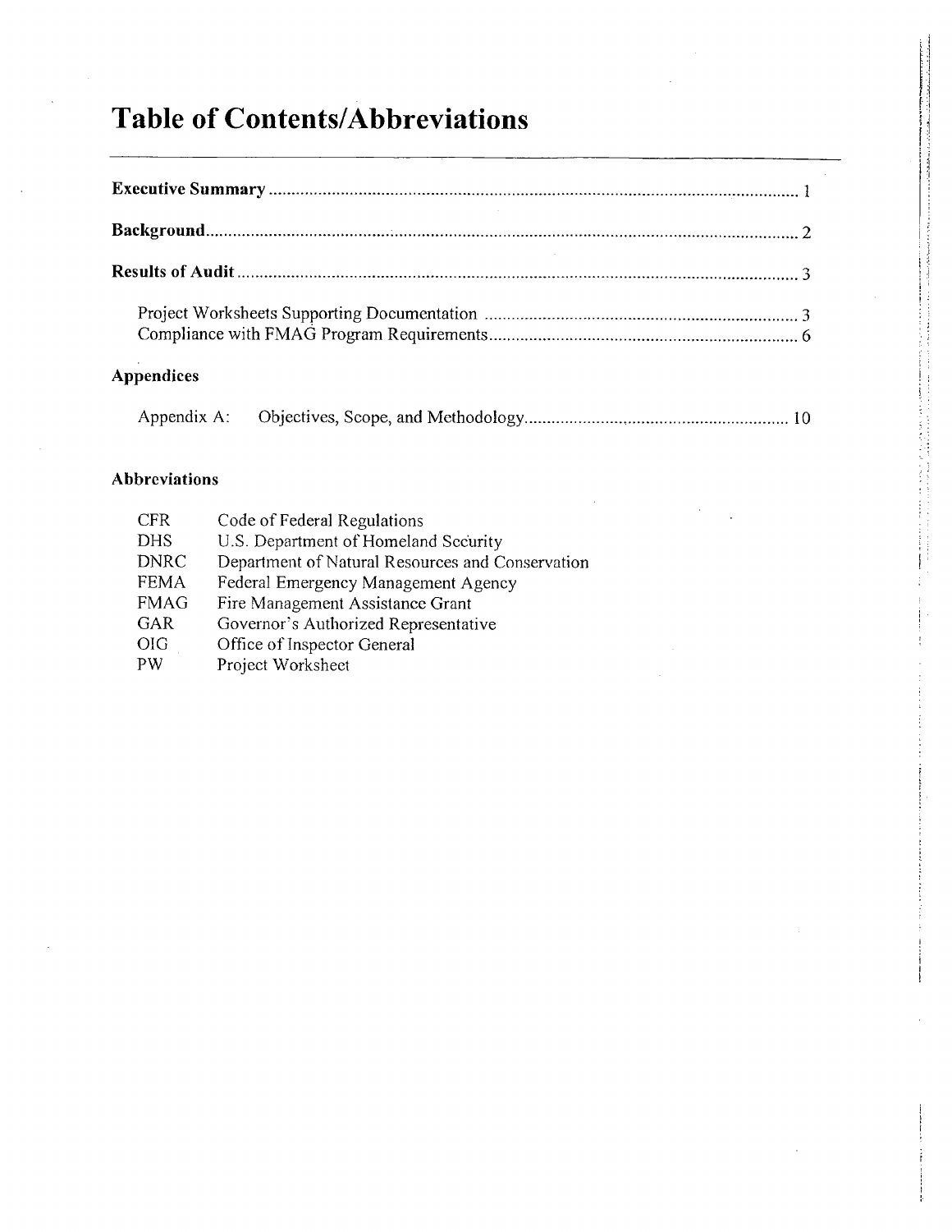# Table of Contents/Abbreviations

**Executive Summary** .......................................................................................................... 1

**Background** ....................................................................................................................... 2

**Results of Audit** ................................................................................................................ 3

Project Worksheets Supporting Documentation ...................................................................... 3
Compliance with FMAG Program Requirements ..................................................................... 6

## Appendices

Appendix A: Objectives, Scope, and Methodology ........................................................... 10

## Abbreviations

| | |
|---|---|
| CFR | Code of Federal Regulations |
| DHS | U.S. Department of Homeland Security |
| DNRC | Department of Natural Resources and Conservation |
| FEMA | Federal Emergency Management Agency |
| FMAG | Fire Management Assistance Grant |
| GAR | Governor's Authorized Representative |
| OIG | Office of Inspector General |
| PW | Project Worksheet |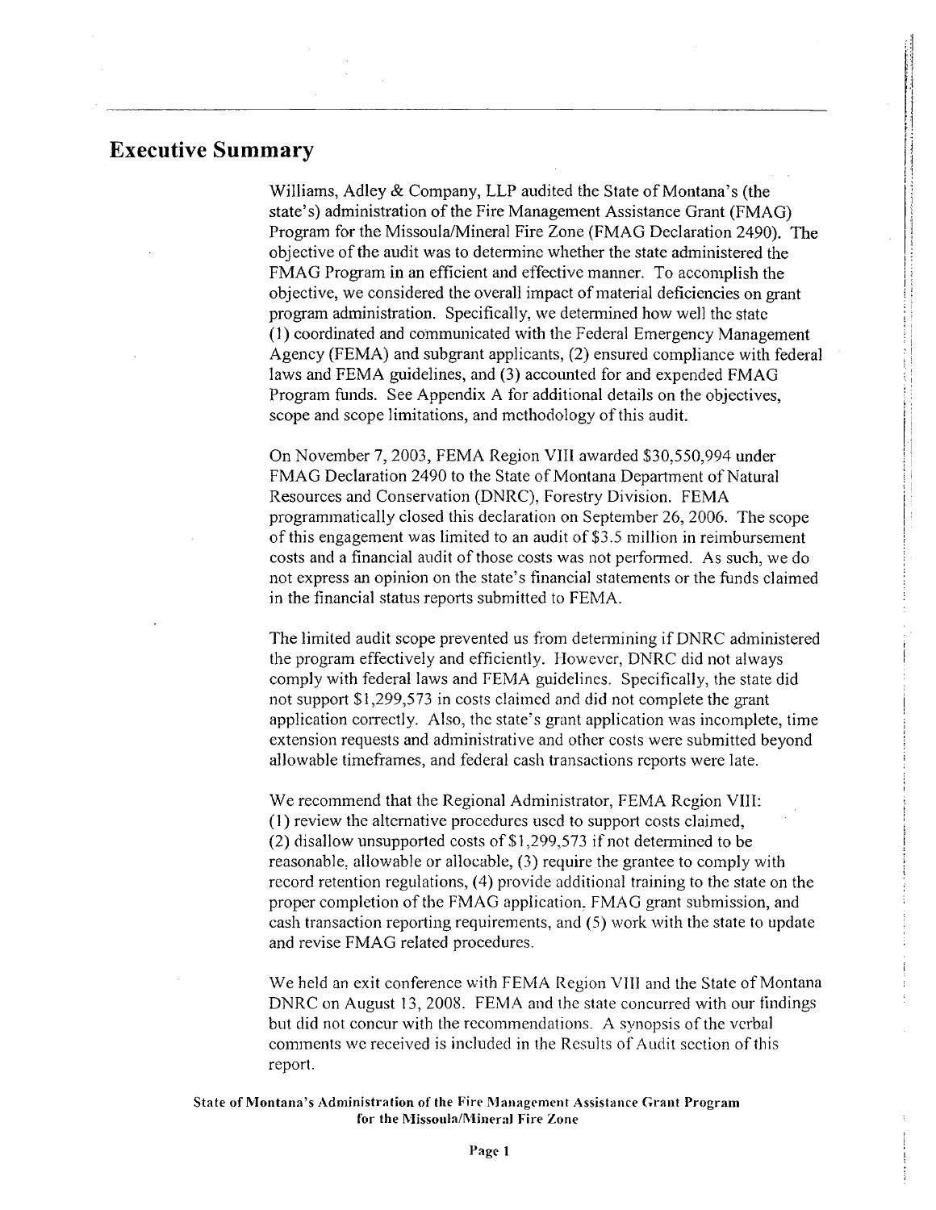# Executive Summary

Williams, Adley & Company, LLP audited the State of Montana's (the state's) administration of the Fire Management Assistance Grant (FMAG) Program for the Missoula/Mineral Fire Zone (FMAG Declaration 2490). The objective of the audit was to determine whether the state administered the FMAG Program in an efficient and effective manner. To accomplish the objective, we considered the overall impact of material deficiencies on grant program administration. Specifically, we determined how well the state (1) coordinated and communicated with the Federal Emergency Management Agency (FEMA) and subgrant applicants, (2) ensured compliance with federal laws and FEMA guidelines, and (3) accounted for and expended FMAG Program funds. See Appendix A for additional details on the objectives, scope and scope limitations, and methodology of this audit.

On November 7, 2003, FEMA Region VIII awarded $30,550,994 under FMAG Declaration 2490 to the State of Montana Department of Natural Resources and Conservation (DNRC), Forestry Division. FEMA programmatically closed this declaration on September 26, 2006. The scope of this engagement was limited to an audit of $3.5 million in reimbursement costs and a financial audit of those costs was not performed. As such, we do not express an opinion on the state's financial statements or the funds claimed in the financial status reports submitted to FEMA.

The limited audit scope prevented us from determining if DNRC administered the program effectively and efficiently. However, DNRC did not always comply with federal laws and FEMA guidelines. Specifically, the state did not support $1,299,573 in costs claimed and did not complete the grant application correctly. Also, the state's grant application was incomplete, time extension requests and administrative and other costs were submitted beyond allowable timeframes, and federal cash transactions reports were late.

We recommend that the Regional Administrator, FEMA Region VIII: (1) review the alternative procedures used to support costs claimed, (2) disallow unsupported costs of $1,299,573 if not determined to be reasonable, allowable or allocable, (3) require the grantee to comply with record retention regulations, (4) provide additional training to the state on the proper completion of the FMAG application, FMAG grant submission, and cash transaction reporting requirements, and (5) work with the state to update and revise FMAG related procedures.

We held an exit conference with FEMA Region VIII and the State of Montana DNRC on August 13, 2008. FEMA and the state concurred with our findings but did not concur with the recommendations. A synopsis of the verbal comments we received is included in the Results of Audit section of this report.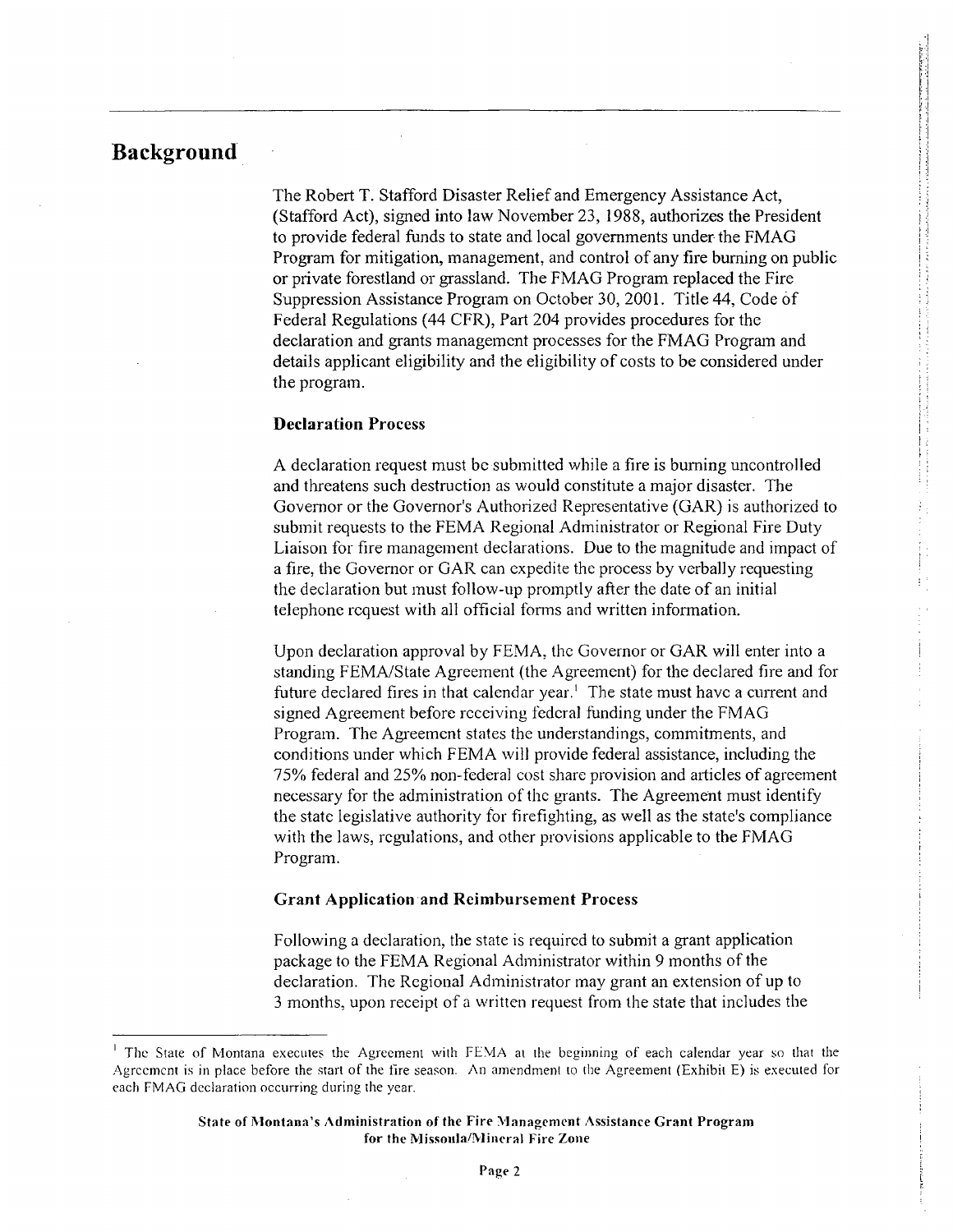## Background

The Robert T. Stafford Disaster Relief and Emergency Assistance Act, (Stafford Act), signed into law November 23, 1988, authorizes the President to provide federal funds to state and local governments under the FMAG Program for mitigation, management, and control of any fire burning on public or private forestland or grassland. The FMAG Program replaced the Fire Suppression Assistance Program on October 30, 2001. Title 44, Code of Federal Regulations (44 CFR), Part 204 provides procedures for the declaration and grants management processes for the FMAG Program and details applicant eligibility and the eligibility of costs to be considered under the program.

### Declaration Process

A declaration request must be submitted while a fire is burning uncontrolled and threatens such destruction as would constitute a major disaster. The Governor or the Governor's Authorized Representative (GAR) is authorized to submit requests to the FEMA Regional Administrator or Regional Fire Duty Liaison for fire management declarations. Due to the magnitude and impact of a fire, the Governor or GAR can expedite the process by verbally requesting the declaration but must follow-up promptly after the date of an initial telephone request with all official forms and written information.

Upon declaration approval by FEMA, the Governor or GAR will enter into a standing FEMA/State Agreement (the Agreement) for the declared fire and for future declared fires in that calendar year.[1] The state must have a current and signed Agreement before receiving federal funding under the FMAG Program. The Agreement states the understandings, commitments, and conditions under which FEMA will provide federal assistance, including the 75% federal and 25% non-federal cost share provision and articles of agreement necessary for the administration of the grants. The Agreement must identify the state legislative authority for firefighting, as well as the state's compliance with the laws, regulations, and other provisions applicable to the FMAG Program.

### Grant Application and Reimbursement Process

Following a declaration, the state is required to submit a grant application package to the FEMA Regional Administrator within 9 months of the declaration. The Regional Administrator may grant an extension of up to 3 months, upon receipt of a written request from the state that includes the

---

[1] The State of Montana executes the Agreement with FEMA at the beginning of each calendar year so that the Agreement is in place before the start of the fire season. An amendment to the Agreement (Exhibit E) is executed for each FMAG declaration occurring during the year.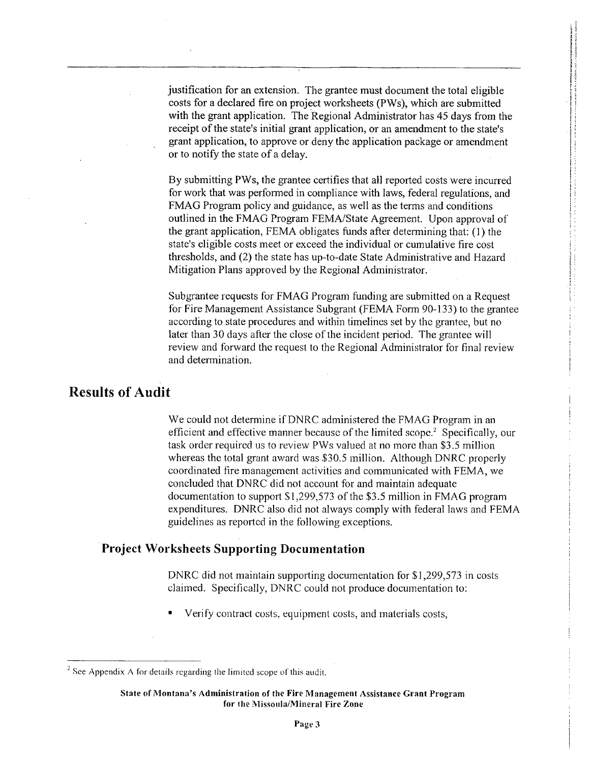justification for an extension. The grantee must document the total eligible costs for a declared fire on project worksheets (PWs), which are submitted with the grant application. The Regional Administrator has 45 days from the receipt of the state's initial grant application, or an amendment to the state's grant application, to approve or deny the application package or amendment or to notify the state of a delay.

By submitting PWs, the grantee certifies that all reported costs were incurred for work that was performed in compliance with laws, federal regulations, and FMAG Program policy and guidance, as well as the terms and conditions outlined in the FMAG Program FEMA/State Agreement. Upon approval of the grant application, FEMA obligates funds after determining that: (1) the state's eligible costs meet or exceed the individual or cumulative fire cost thresholds, and (2) the state has up-to-date State Administrative and Hazard Mitigation Plans approved by the Regional Administrator.

Subgrantee requests for FMAG Program funding are submitted on a Request for Fire Management Assistance Subgrant (FEMA Form 90-133) to the grantee according to state procedures and within timelines set by the grantee, but no later than 30 days after the close of the incident period. The grantee will review and forward the request to the Regional Administrator for final review and determination.

## Results of Audit

We could not determine if DNRC administered the FMAG Program in an efficient and effective manner because of the limited scope.[2] Specifically, our task order required us to review PWs valued at no more than $3.5 million whereas the total grant award was $30.5 million. Although DNRC properly coordinated fire management activities and communicated with FEMA, we concluded that DNRC did not account for and maintain adequate documentation to support $1,299,573 of the $3.5 million in FMAG program expenditures. DNRC also did not always comply with federal laws and FEMA guidelines as reported in the following exceptions.

### Project Worksheets Supporting Documentation

DNRC did not maintain supporting documentation for $1,299,573 in costs claimed. Specifically, DNRC could not produce documentation to:

- Verify contract costs, equipment costs, and materials costs,

[2] See Appendix A for details regarding the limited scope of this audit.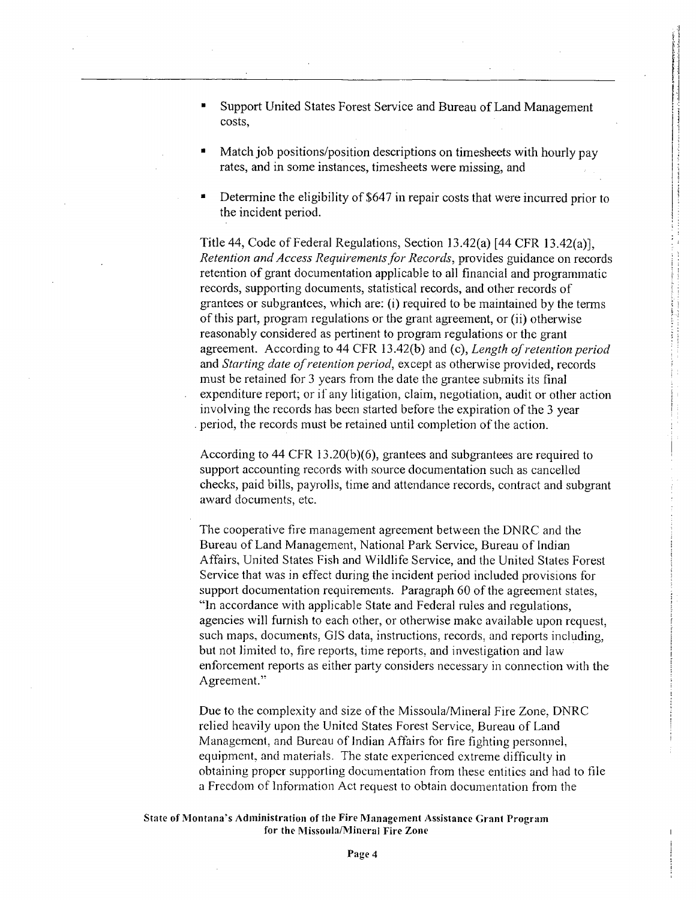- Support United States Forest Service and Bureau of Land Management costs,
- Match job positions/position descriptions on timesheets with hourly pay rates, and in some instances, timesheets were missing, and
- Determine the eligibility of $647 in repair costs that were incurred prior to the incident period.

Title 44, Code of Federal Regulations, Section 13.42(a) [44 CFR 13.42(a)], *Retention and Access Requirements for Records*, provides guidance on records retention of grant documentation applicable to all financial and programmatic records, supporting documents, statistical records, and other records of grantees or subgrantees, which are: (i) required to be maintained by the terms of this part, program regulations or the grant agreement, or (ii) otherwise reasonably considered as pertinent to program regulations or the grant agreement. According to 44 CFR 13.42(b) and (c), *Length of retention period* and *Starting date of retention period*, except as otherwise provided, records must be retained for 3 years from the date the grantee submits its final expenditure report; or if any litigation, claim, negotiation, audit or other action involving the records has been started before the expiration of the 3 year period, the records must be retained until completion of the action.

According to 44 CFR 13.20(b)(6), grantees and subgrantees are required to support accounting records with source documentation such as cancelled checks, paid bills, payrolls, time and attendance records, contract and subgrant award documents, etc.

The cooperative fire management agreement between the DNRC and the Bureau of Land Management, National Park Service, Bureau of Indian Affairs, United States Fish and Wildlife Service, and the United States Forest Service that was in effect during the incident period included provisions for support documentation requirements. Paragraph 60 of the agreement states, "In accordance with applicable State and Federal rules and regulations, agencies will furnish to each other, or otherwise make available upon request, such maps, documents, GIS data, instructions, records, and reports including, but not limited to, fire reports, time reports, and investigation and law enforcement reports as either party considers necessary in connection with the Agreement."

Due to the complexity and size of the Missoula/Mineral Fire Zone, DNRC relied heavily upon the United States Forest Service, Bureau of Land Management, and Bureau of Indian Affairs for fire fighting personnel, equipment, and materials. The state experienced extreme difficulty in obtaining proper supporting documentation from these entities and had to file a Freedom of Information Act request to obtain documentation from the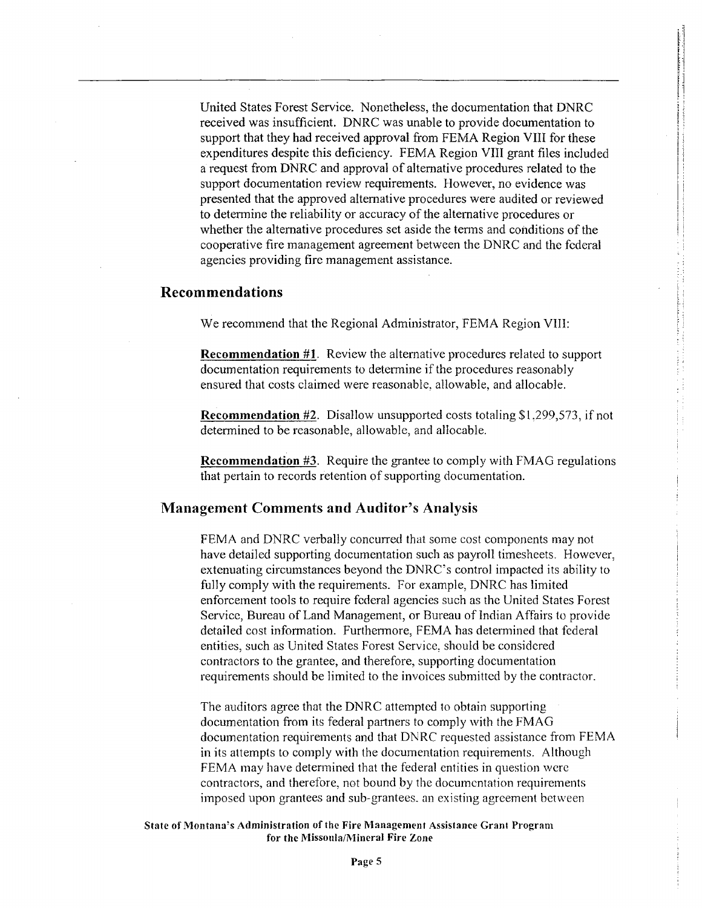United States Forest Service. Nonetheless, the documentation that DNRC received was insufficient. DNRC was unable to provide documentation to support that they had received approval from FEMA Region VIII for these expenditures despite this deficiency. FEMA Region VIII grant files included a request from DNRC and approval of alternative procedures related to the support documentation review requirements. However, no evidence was presented that the approved alternative procedures were audited or reviewed to determine the reliability or accuracy of the alternative procedures or whether the alternative procedures set aside the terms and conditions of the cooperative fire management agreement between the DNRC and the federal agencies providing fire management assistance.

## Recommendations

We recommend that the Regional Administrator, FEMA Region VIII:

**Recommendation #1**. Review the alternative procedures related to support documentation requirements to determine if the procedures reasonably ensured that costs claimed were reasonable, allowable, and allocable.

**Recommendation #2**. Disallow unsupported costs totaling $1,299,573, if not determined to be reasonable, allowable, and allocable.

**Recommendation #3**. Require the grantee to comply with FMAG regulations that pertain to records retention of supporting documentation.

## Management Comments and Auditor's Analysis

FEMA and DNRC verbally concurred that some cost components may not have detailed supporting documentation such as payroll timesheets. However, extenuating circumstances beyond the DNRC's control impacted its ability to fully comply with the requirements. For example, DNRC has limited enforcement tools to require federal agencies such as the United States Forest Service, Bureau of Land Management, or Bureau of Indian Affairs to provide detailed cost information. Furthermore, FEMA has determined that federal entities, such as United States Forest Service, should be considered contractors to the grantee, and therefore, supporting documentation requirements should be limited to the invoices submitted by the contractor.

The auditors agree that the DNRC attempted to obtain supporting documentation from its federal partners to comply with the FMAG documentation requirements and that DNRC requested assistance from FEMA in its attempts to comply with the documentation requirements. Although FEMA may have determined that the federal entities in question were contractors, and therefore, not bound by the documentation requirements imposed upon grantees and sub-grantees, an existing agreement between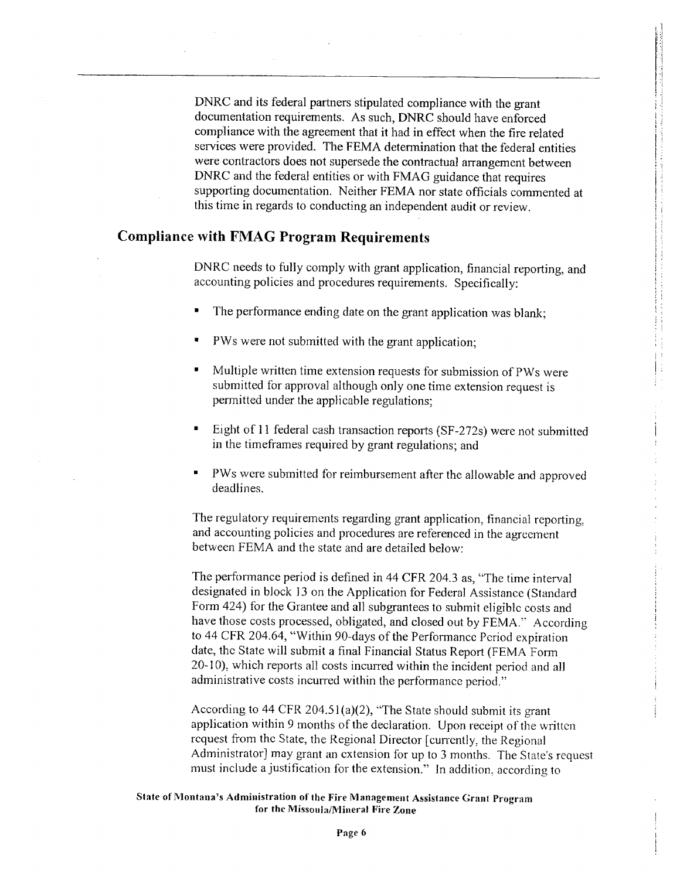DNRC and its federal partners stipulated compliance with the grant documentation requirements. As such, DNRC should have enforced compliance with the agreement that it had in effect when the fire related services were provided. The FEMA determination that the federal entities were contractors does not supersede the contractual arrangement between DNRC and the federal entities or with FMAG guidance that requires supporting documentation. Neither FEMA nor state officials commented at this time in regards to conducting an independent audit or review.

## Compliance with FMAG Program Requirements

DNRC needs to fully comply with grant application, financial reporting, and accounting policies and procedures requirements. Specifically:

- The performance ending date on the grant application was blank;
- PWs were not submitted with the grant application;
- Multiple written time extension requests for submission of PWs were submitted for approval although only one time extension request is permitted under the applicable regulations;
- Eight of 11 federal cash transaction reports (SF-272s) were not submitted in the timeframes required by grant regulations; and
- PWs were submitted for reimbursement after the allowable and approved deadlines.

The regulatory requirements regarding grant application, financial reporting, and accounting policies and procedures are referenced in the agreement between FEMA and the state and are detailed below:

The performance period is defined in 44 CFR 204.3 as, "The time interval designated in block 13 on the Application for Federal Assistance (Standard Form 424) for the Grantee and all subgrantees to submit eligible costs and have those costs processed, obligated, and closed out by FEMA." According to 44 CFR 204.64, "Within 90-days of the Performance Period expiration date, the State will submit a final Financial Status Report (FEMA Form 20-10), which reports all costs incurred within the incident period and all administrative costs incurred within the performance period."

According to 44 CFR 204.51(a)(2), "The State should submit its grant application within 9 months of the declaration. Upon receipt of the written request from the State, the Regional Director [currently, the Regional Administrator] may grant an extension for up to 3 months. The State's request must include a justification for the extension." In addition, according to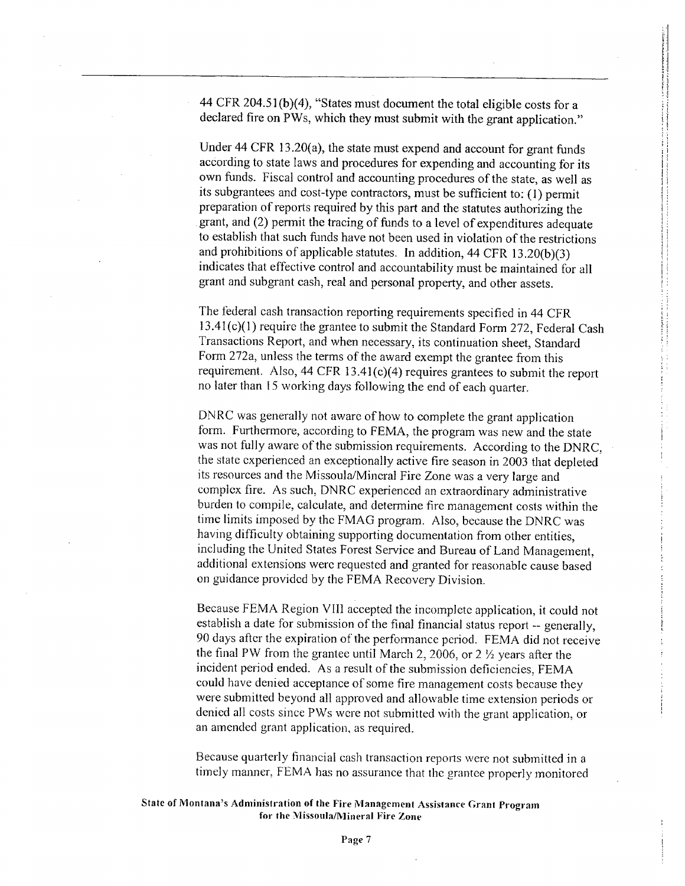44 CFR 204.51(b)(4), "States must document the total eligible costs for a declared fire on PWs, which they must submit with the grant application."

Under 44 CFR 13.20(a), the state must expend and account for grant funds according to state laws and procedures for expending and accounting for its own funds. Fiscal control and accounting procedures of the state, as well as its subgrantees and cost-type contractors, must be sufficient to: (1) permit preparation of reports required by this part and the statutes authorizing the grant, and (2) permit the tracing of funds to a level of expenditures adequate to establish that such funds have not been used in violation of the restrictions and prohibitions of applicable statutes. In addition, 44 CFR 13.20(b)(3) indicates that effective control and accountability must be maintained for all grant and subgrant cash, real and personal property, and other assets.

The federal cash transaction reporting requirements specified in 44 CFR 13.41(c)(1) require the grantee to submit the Standard Form 272, Federal Cash Transactions Report, and when necessary, its continuation sheet, Standard Form 272a, unless the terms of the award exempt the grantee from this requirement. Also, 44 CFR 13.41(c)(4) requires grantees to submit the report no later than 15 working days following the end of each quarter.

DNRC was generally not aware of how to complete the grant application form. Furthermore, according to FEMA, the program was new and the state was not fully aware of the submission requirements. According to the DNRC, the state experienced an exceptionally active fire season in 2003 that depleted its resources and the Missoula/Mineral Fire Zone was a very large and complex fire. As such, DNRC experienced an extraordinary administrative burden to compile, calculate, and determine fire management costs within the time limits imposed by the FMAG program. Also, because the DNRC was having difficulty obtaining supporting documentation from other entities, including the United States Forest Service and Bureau of Land Management, additional extensions were requested and granted for reasonable cause based on guidance provided by the FEMA Recovery Division.

Because FEMA Region VIII accepted the incomplete application, it could not establish a date for submission of the final financial status report -- generally, 90 days after the expiration of the performance period. FEMA did not receive the final PW from the grantee until March 2, 2006, or 2 ½ years after the incident period ended. As a result of the submission deficiencies, FEMA could have denied acceptance of some fire management costs because they were submitted beyond all approved and allowable time extension periods or denied all costs since PWs were not submitted with the grant application, or an amended grant application, as required.

Because quarterly financial cash transaction reports were not submitted in a timely manner, FEMA has no assurance that the grantee properly monitored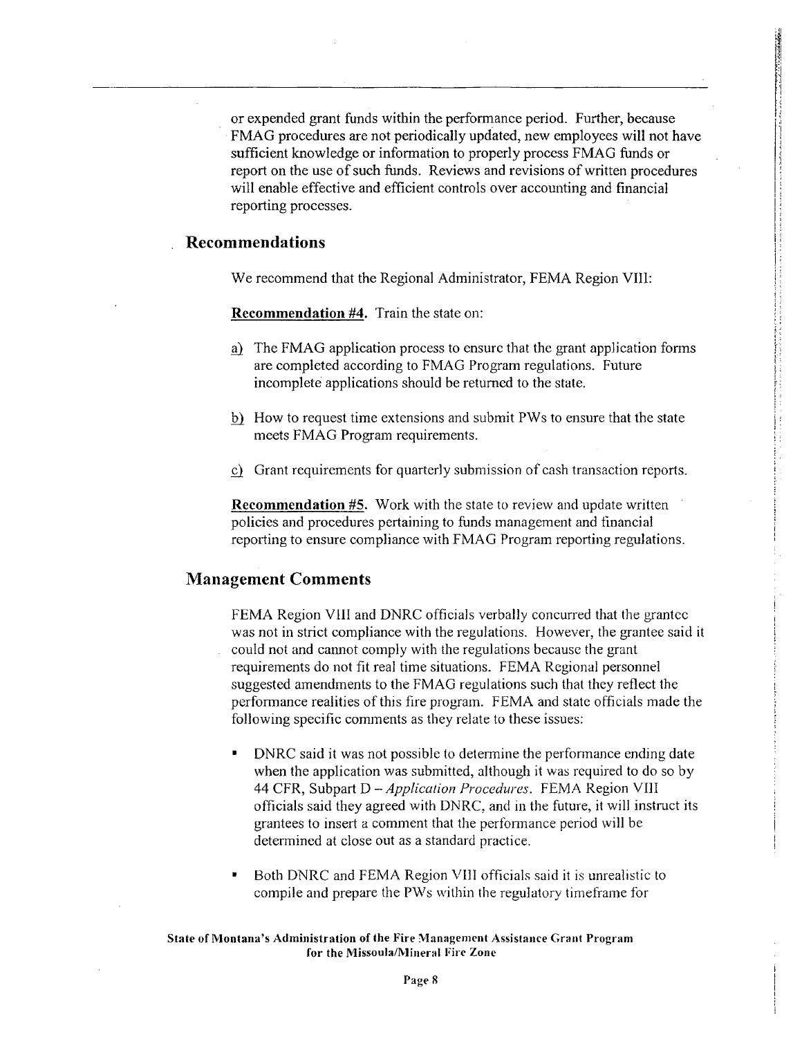or expended grant funds within the performance period. Further, because FMAG procedures are not periodically updated, new employees will not have sufficient knowledge or information to properly process FMAG funds or report on the use of such funds. Reviews and revisions of written procedures will enable effective and efficient controls over accounting and financial reporting processes.

## Recommendations

We recommend that the Regional Administrator, FEMA Region VIII:

**Recommendation #4.** Train the state on:

a) The FMAG application process to ensure that the grant application forms are completed according to FMAG Program regulations. Future incomplete applications should be returned to the state.

b) How to request time extensions and submit PWs to ensure that the state meets FMAG Program requirements.

c) Grant requirements for quarterly submission of cash transaction reports.

**Recommendation #5.** Work with the state to review and update written policies and procedures pertaining to funds management and financial reporting to ensure compliance with FMAG Program reporting regulations.

## Management Comments

FEMA Region VIII and DNRC officials verbally concurred that the grantee was not in strict compliance with the regulations. However, the grantee said it could not and cannot comply with the regulations because the grant requirements do not fit real time situations. FEMA Regional personnel suggested amendments to the FMAG regulations such that they reflect the performance realities of this fire program. FEMA and state officials made the following specific comments as they relate to these issues:

- DNRC said it was not possible to determine the performance ending date when the application was submitted, although it was required to do so by 44 CFR, Subpart D – *Application Procedures*. FEMA Region VIII officials said they agreed with DNRC, and in the future, it will instruct its grantees to insert a comment that the performance period will be determined at close out as a standard practice.

- Both DNRC and FEMA Region VIII officials said it is unrealistic to compile and prepare the PWs within the regulatory timeframe for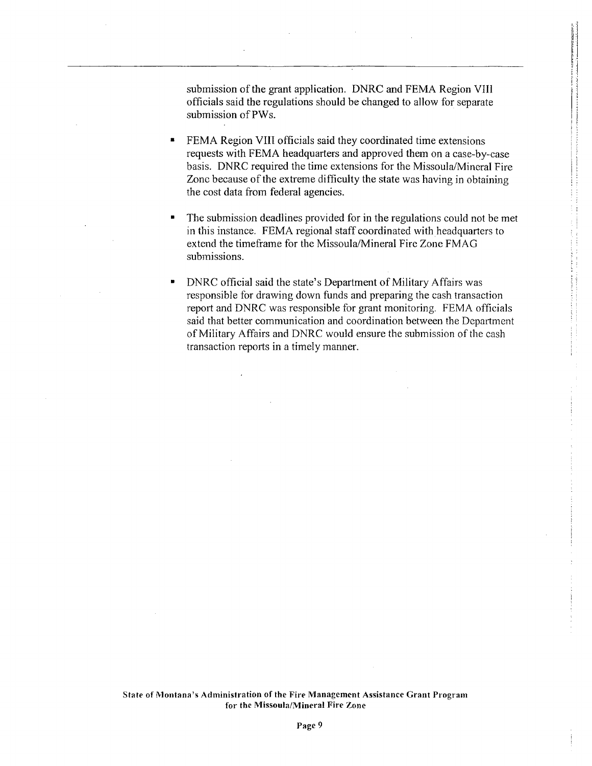submission of the grant application. DNRC and FEMA Region VIII officials said the regulations should be changed to allow for separate submission of PWs.

- FEMA Region VIII officials said they coordinated time extensions requests with FEMA headquarters and approved them on a case-by-case basis. DNRC required the time extensions for the Missoula/Mineral Fire Zone because of the extreme difficulty the state was having in obtaining the cost data from federal agencies.

- The submission deadlines provided for in the regulations could not be met in this instance. FEMA regional staff coordinated with headquarters to extend the timeframe for the Missoula/Mineral Fire Zone FMAG submissions.

- DNRC official said the state's Department of Military Affairs was responsible for drawing down funds and preparing the cash transaction report and DNRC was responsible for grant monitoring. FEMA officials said that better communication and coordination between the Department of Military Affairs and DNRC would ensure the submission of the cash transaction reports in a timely manner.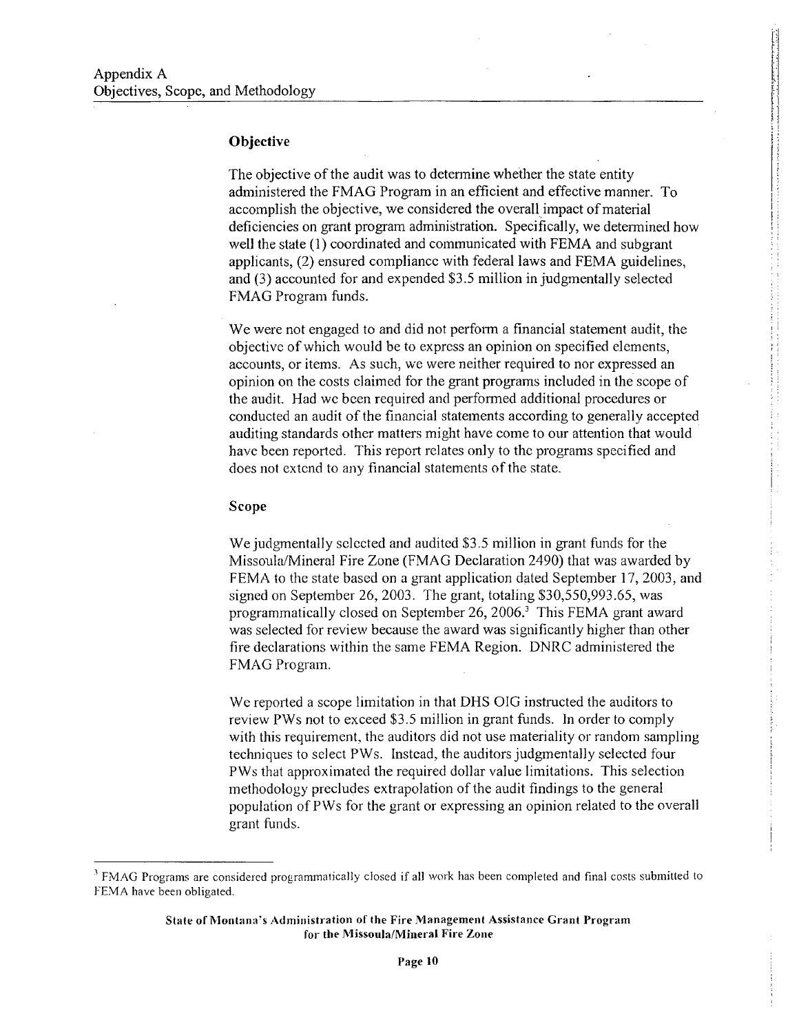# Appendix A
## Objectives, Scope, and Methodology

### Objective

The objective of the audit was to determine whether the state entity administered the FMAG Program in an efficient and effective manner. To accomplish the objective, we considered the overall impact of material deficiencies on grant program administration. Specifically, we determined how well the state (1) coordinated and communicated with FEMA and subgrant applicants, (2) ensured compliance with federal laws and FEMA guidelines, and (3) accounted for and expended $3.5 million in judgmentally selected FMAG Program funds.

We were not engaged to and did not perform a financial statement audit, the objective of which would be to express an opinion on specified elements, accounts, or items. As such, we were neither required to nor expressed an opinion on the costs claimed for the grant programs included in the scope of the audit. Had we been required and performed additional procedures or conducted an audit of the financial statements according to generally accepted auditing standards other matters might have come to our attention that would have been reported. This report relates only to the programs specified and does not extend to any financial statements of the state.

### Scope

We judgmentally selected and audited $3.5 million in grant funds for the Missoula/Mineral Fire Zone (FMAG Declaration 2490) that was awarded by FEMA to the state based on a grant application dated September 17, 2003, and signed on September 26, 2003. The grant, totaling $30,550,993.65, was programmatically closed on September 26, 2006.[3] This FEMA grant award was selected for review because the award was significantly higher than other fire declarations within the same FEMA Region. DNRC administered the FMAG Program.

We reported a scope limitation in that DHS OIG instructed the auditors to review PWs not to exceed $3.5 million in grant funds. In order to comply with this requirement, the auditors did not use materiality or random sampling techniques to select PWs. Instead, the auditors judgmentally selected four PWs that approximated the required dollar value limitations. This selection methodology precludes extrapolation of the audit findings to the general population of PWs for the grant or expressing an opinion related to the overall grant funds.

---

[3] FMAG Programs are considered programmatically closed if all work has been completed and final costs submitted to FEMA have been obligated.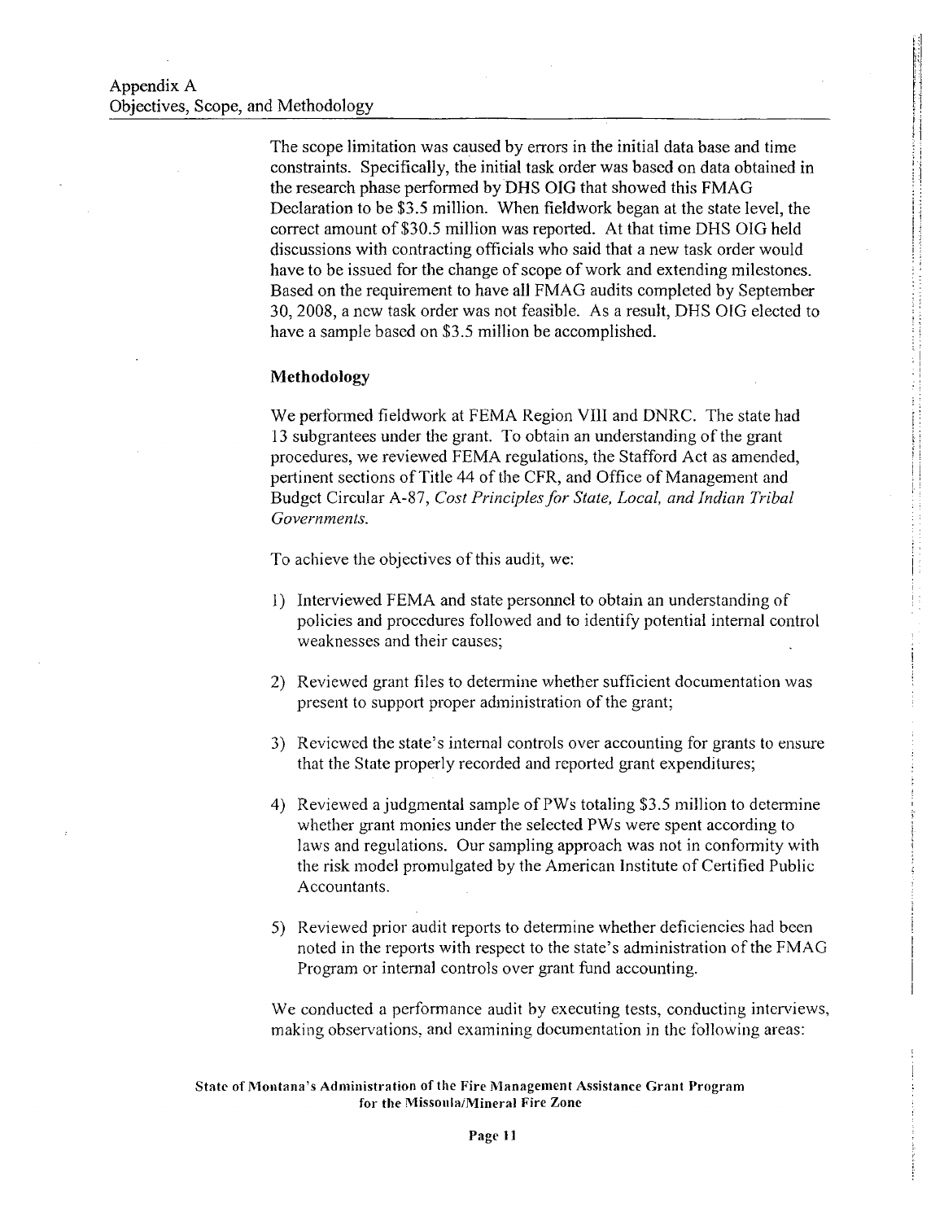The scope limitation was caused by errors in the initial data base and time constraints. Specifically, the initial task order was based on data obtained in the research phase performed by DHS OIG that showed this FMAG Declaration to be $3.5 million. When fieldwork began at the state level, the correct amount of $30.5 million was reported. At that time DHS OIG held discussions with contracting officials who said that a new task order would have to be issued for the change of scope of work and extending milestones. Based on the requirement to have all FMAG audits completed by September 30, 2008, a new task order was not feasible. As a result, DHS OIG elected to have a sample based on $3.5 million be accomplished.

**Methodology**

We performed fieldwork at FEMA Region VIII and DNRC. The state had 13 subgrantees under the grant. To obtain an understanding of the grant procedures, we reviewed FEMA regulations, the Stafford Act as amended, pertinent sections of Title 44 of the CFR, and Office of Management and Budget Circular A-87, *Cost Principles for State, Local, and Indian Tribal Governments.*

To achieve the objectives of this audit, we:

1) Interviewed FEMA and state personnel to obtain an understanding of policies and procedures followed and to identify potential internal control weaknesses and their causes;

2) Reviewed grant files to determine whether sufficient documentation was present to support proper administration of the grant;

3) Reviewed the state's internal controls over accounting for grants to ensure that the State properly recorded and reported grant expenditures;

4) Reviewed a judgmental sample of PWs totaling $3.5 million to determine whether grant monies under the selected PWs were spent according to laws and regulations. Our sampling approach was not in conformity with the risk model promulgated by the American Institute of Certified Public Accountants.

5) Reviewed prior audit reports to determine whether deficiencies had been noted in the reports with respect to the state's administration of the FMAG Program or internal controls over grant fund accounting.

We conducted a performance audit by executing tests, conducting interviews, making observations, and examining documentation in the following areas: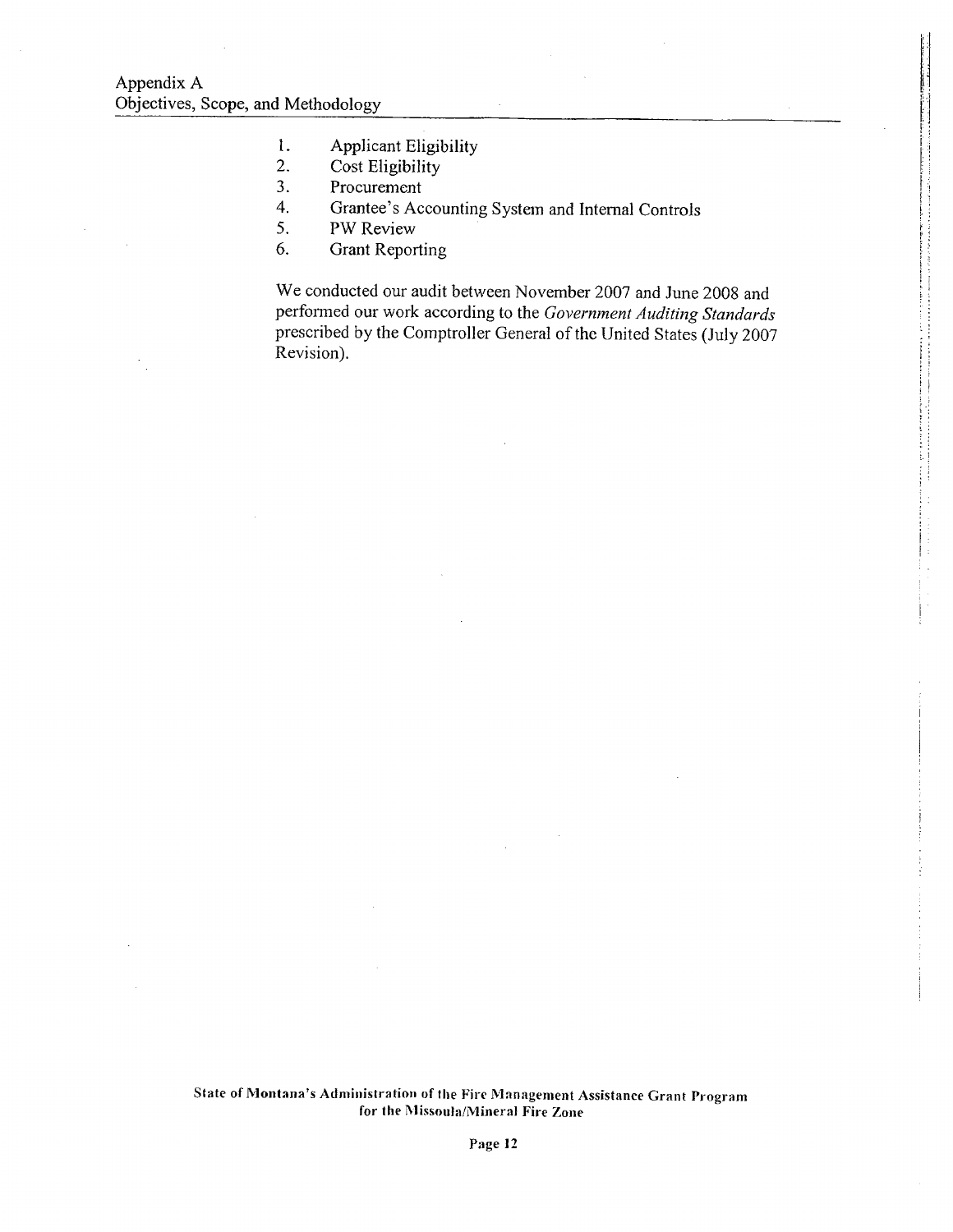1. Applicant Eligibility
2. Cost Eligibility
3. Procurement
4. Grantee's Accounting System and Internal Controls
5. PW Review
6. Grant Reporting

We conducted our audit between November 2007 and June 2008 and performed our work according to the *Government Auditing Standards* prescribed by the Comptroller General of the United States (July 2007 Revision).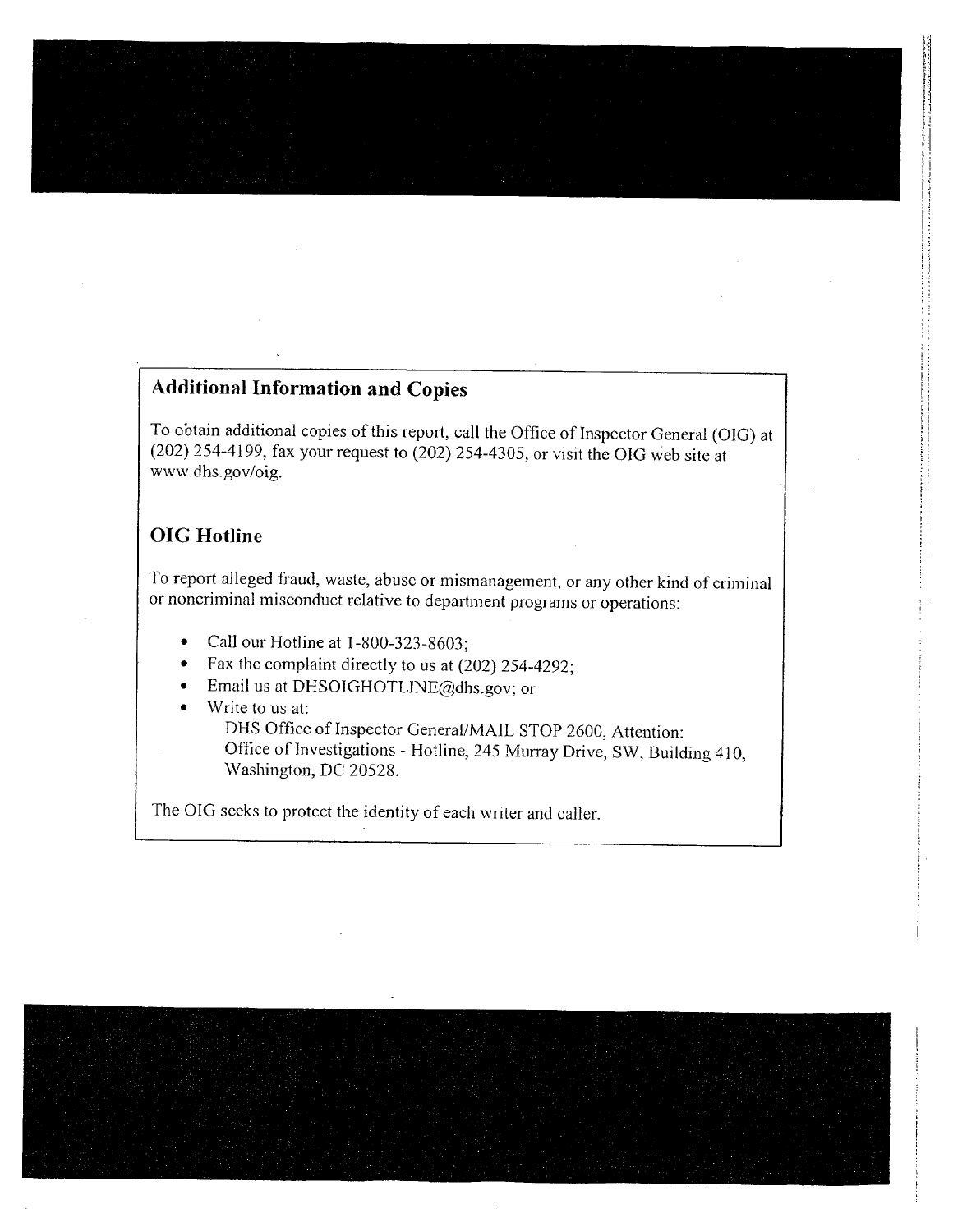## Additional Information and Copies

To obtain additional copies of this report, call the Office of Inspector General (OIG) at (202) 254-4199, fax your request to (202) 254-4305, or visit the OIG web site at www.dhs.gov/oig.

## OIG Hotline

To report alleged fraud, waste, abuse or mismanagement, or any other kind of criminal or noncriminal misconduct relative to department programs or operations:

- Call our Hotline at 1-800-323-8603;
- Fax the complaint directly to us at (202) 254-4292;
- Email us at DHSOIGHOTLINE@dhs.gov; or
- Write to us at:
  DHS Office of Inspector General/MAIL STOP 2600, Attention:
  Office of Investigations - Hotline, 245 Murray Drive, SW, Building 410,
  Washington, DC 20528.

The OIG seeks to protect the identity of each writer and caller.